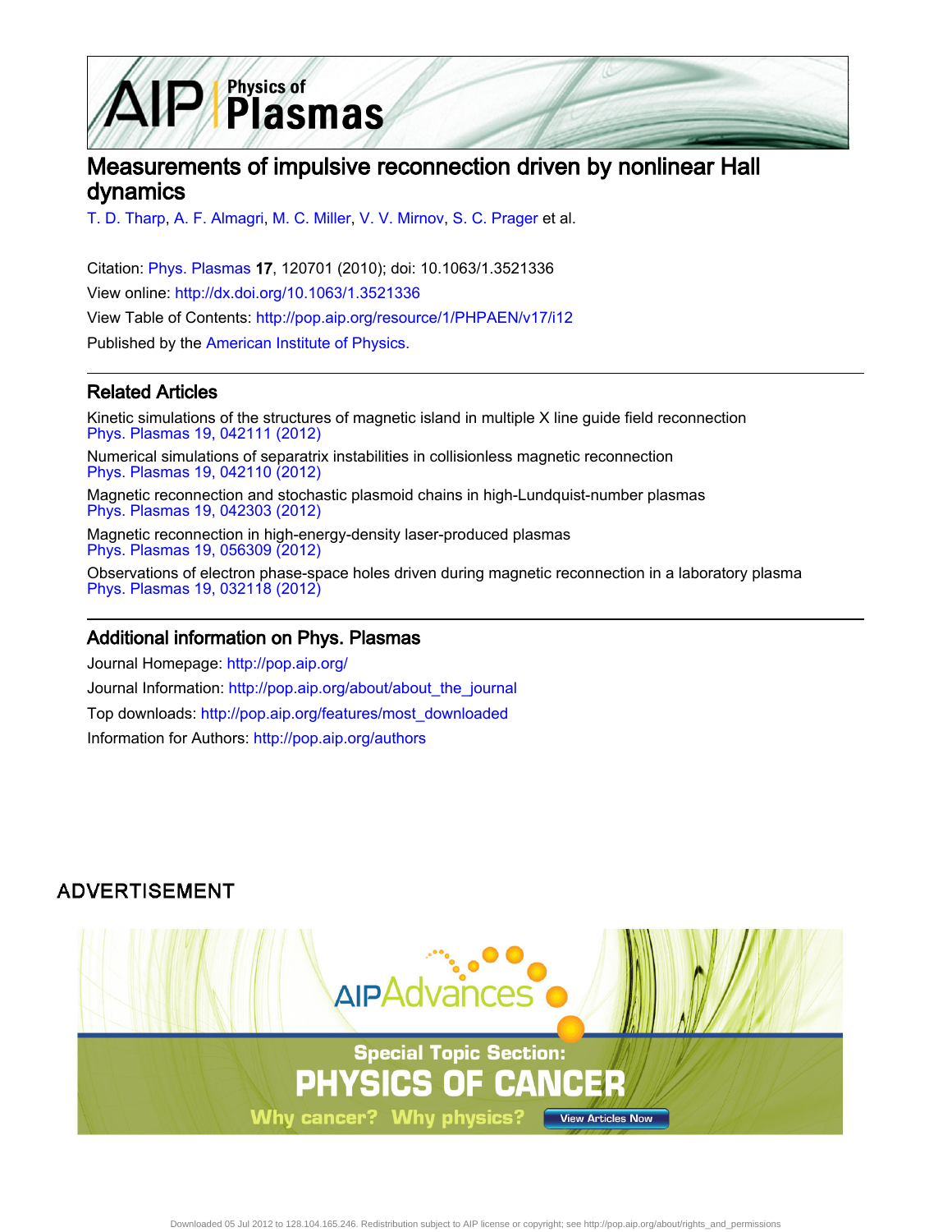# Measurements of impulsive reconnection driven by nonlinear Hall dynamics

T. D. Tharp, A. F. Almagri, M. C. Miller, V. V. Mirnov, S. C. Prager et al.

Citation: Phys. Plasmas **17**, 120701 (2010); doi: 10.1063/1.3521336

View online: http://dx.doi.org/10.1063/1.3521336

View Table of Contents: http://pop.aip.org/resource/1/PHPAEN/v17/i12

Published by the American Institute of Physics.

## Related Articles

Kinetic simulations of the structures of magnetic island in multiple X line guide field reconnection
Phys. Plasmas 19, 042111 (2012)

Numerical simulations of separatrix instabilities in collisionless magnetic reconnection
Phys. Plasmas 19, 042110 (2012)

Magnetic reconnection and stochastic plasmoid chains in high-Lundquist-number plasmas
Phys. Plasmas 19, 042303 (2012)

Magnetic reconnection in high-energy-density laser-produced plasmas
Phys. Plasmas 19, 056309 (2012)

Observations of electron phase-space holes driven during magnetic reconnection in a laboratory plasma
Phys. Plasmas 19, 032118 (2012)

## Additional information on Phys. Plasmas

Journal Homepage: http://pop.aip.org/

Journal Information: http://pop.aip.org/about/about_the_journal

Top downloads: http://pop.aip.org/features/most_downloaded

Information for Authors: http://pop.aip.org/authors

ADVERTISEMENT

AIP Advances

Special Topic Section: PHYSICS OF CANCER

Why cancer? Why physics? View Articles Now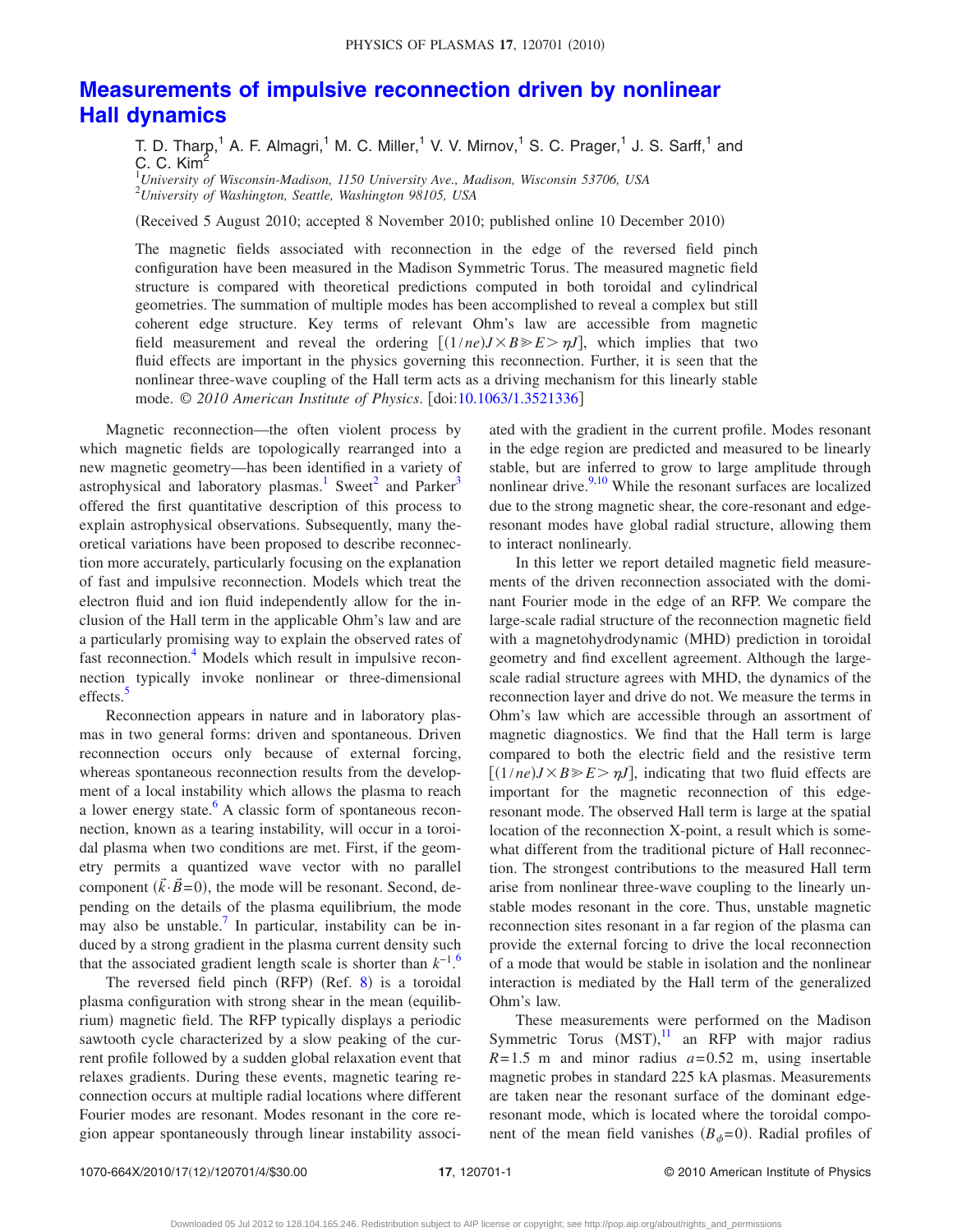# Measurements of impulsive reconnection driven by nonlinear Hall dynamics

T. D. Tharp,[1] A. F. Almagri,[1] M. C. Miller,[1] V. V. Mirnov,[1] S. C. Prager,[1] J. S. Sarff,[1] and C. C. Kim[2]

[1]*University of Wisconsin-Madison, 1150 University Ave., Madison, Wisconsin 53706, USA*
[2]*University of Washington, Seattle, Washington 98105, USA*

(Received 5 August 2010; accepted 8 November 2010; published online 10 December 2010)

The magnetic fields associated with reconnection in the edge of the reversed field pinch configuration have been measured in the Madison Symmetric Torus. The measured magnetic field structure is compared with theoretical predictions computed in both toroidal and cylindrical geometries. The summation of multiple modes has been accomplished to reveal a complex but still coherent edge structure. Key terms of relevant Ohm's law are accessible from magnetic field measurement and reveal the ordering $[(1/ne)J\times B \gg E > \eta J]$, which implies that two fluid effects are important in the physics governing this reconnection. Further, it is seen that the nonlinear three-wave coupling of the Hall term acts as a driving mechanism for this linearly stable mode. © *2010 American Institute of Physics*. [doi:10.1063/1.3521336]

Magnetic reconnection—the often violent process by which magnetic fields are topologically rearranged into a new magnetic geometry—has been identified in a variety of astrophysical and laboratory plasmas.[1] Sweet[2] and Parker[3] offered the first quantitative description of this process to explain astrophysical observations. Subsequently, many theoretical variations have been proposed to describe reconnection more accurately, particularly focusing on the explanation of fast and impulsive reconnection. Models which treat the electron fluid and ion fluid independently allow for the inclusion of the Hall term in the applicable Ohm's law and are a particularly promising way to explain the observed rates of fast reconnection.[4] Models which result in impulsive reconnection typically invoke nonlinear or three-dimensional effects.[5]

Reconnection appears in nature and in laboratory plasmas in two general forms: driven and spontaneous. Driven reconnection occurs only because of external forcing, whereas spontaneous reconnection results from the development of a local instability which allows the plasma to reach a lower energy state.[6] A classic form of spontaneous reconnection, known as a tearing instability, will occur in a toroidal plasma when two conditions are met. First, if the geometry permits a quantized wave vector with no parallel component ($\vec{k}\cdot\vec{B}=0$), the mode will be resonant. Second, depending on the details of the plasma equilibrium, the mode may also be unstable.[7] In particular, instability can be induced by a strong gradient in the plasma current density such that the associated gradient length scale is shorter than $k^{-1}$.[6]

The reversed field pinch (RFP) (Ref. 8) is a toroidal plasma configuration with strong shear in the mean (equilibrium) magnetic field. The RFP typically displays a periodic sawtooth cycle characterized by a slow peaking of the current profile followed by a sudden global relaxation event that relaxes gradients. During these events, magnetic tearing reconnection occurs at multiple radial locations where different Fourier modes are resonant. Modes resonant in the core region appear spontaneously through linear instability associated with the gradient in the current profile. Modes resonant in the edge region are predicted and measured to be linearly stable, but are inferred to grow to large amplitude through nonlinear drive.[9,10] While the resonant surfaces are localized due to the strong magnetic shear, the core-resonant and edge-resonant modes have global radial structure, allowing them to interact nonlinearly.

In this letter we report detailed magnetic field measurements of the driven reconnection associated with the dominant Fourier mode in the edge of an RFP. We compare the large-scale radial structure of the reconnection magnetic field with a magnetohydrodynamic (MHD) prediction in toroidal geometry and find excellent agreement. Although the large-scale radial structure agrees with MHD, the dynamics of the reconnection layer and drive do not. We measure the terms in Ohm's law which are accessible through an assortment of magnetic diagnostics. We find that the Hall term is large compared to both the electric field and the resistive term $[(1/ne)J\times B \gg E > \eta J]$, indicating that two fluid effects are important for the magnetic reconnection of this edge-resonant mode. The observed Hall term is large at the spatial location of the reconnection X-point, a result which is somewhat different from the traditional picture of Hall reconnection. The strongest contributions to the measured Hall term arise from nonlinear three-wave coupling to the linearly unstable modes resonant in the core. Thus, unstable magnetic reconnection sites resonant in a far region of the plasma can provide the external forcing to drive the local reconnection of a mode that would be stable in isolation and the nonlinear interaction is mediated by the Hall term of the generalized Ohm's law.

These measurements were performed on the Madison Symmetric Torus (MST),[11] an RFP with major radius $R=1.5$ m and minor radius $a=0.52$ m, using insertable magnetic probes in standard 225 kA plasmas. Measurements are taken near the resonant surface of the dominant edge-resonant mode, which is located where the toroidal component of the mean field vanishes ($B_\phi=0$). Radial profiles of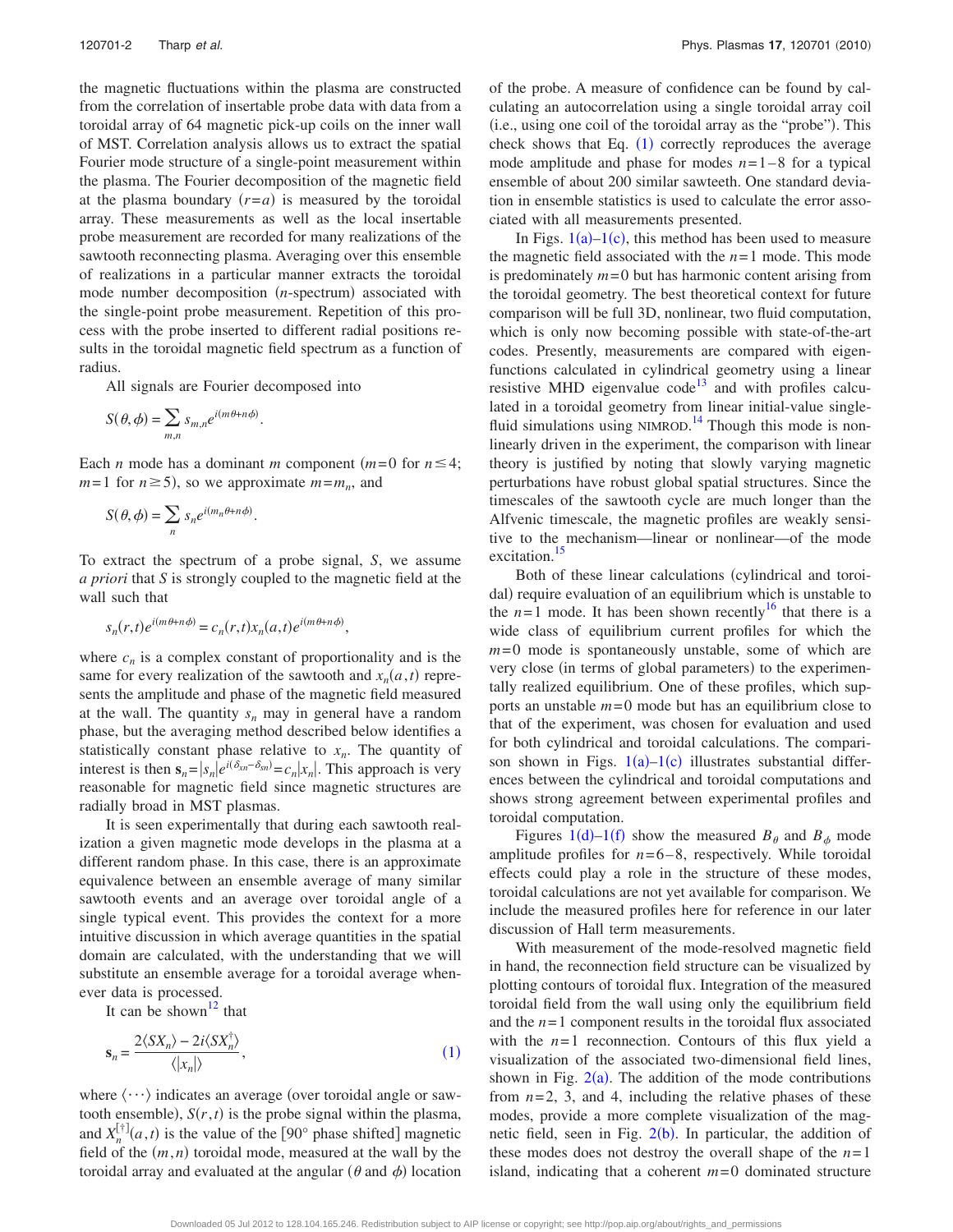the magnetic fluctuations within the plasma are constructed from the correlation of insertable probe data with data from a toroidal array of 64 magnetic pick-up coils on the inner wall of MST. Correlation analysis allows us to extract the spatial Fourier mode structure of a single-point measurement within the plasma. The Fourier decomposition of the magnetic field at the plasma boundary $(r=a)$ is measured by the toroidal array. These measurements as well as the local insertable probe measurement are recorded for many realizations of the sawtooth reconnecting plasma. Averaging over this ensemble of realizations in a particular manner extracts the toroidal mode number decomposition ($n$-spectrum) associated with the single-point probe measurement. Repetition of this process with the probe inserted to different radial positions results in the toroidal magnetic field spectrum as a function of radius.

All signals are Fourier decomposed into

$$S(\theta,\phi) = \sum_{m,n} s_{m,n} e^{i(m\theta+n\phi)}.$$

Each $n$ mode has a dominant $m$ component ($m=0$ for $n\leq 4$; $m=1$ for $n\geq 5$), so we approximate $m=m_n$, and

$$S(\theta,\phi) = \sum_{n} s_n e^{i(m_n\theta+n\phi)}.$$

To extract the spectrum of a probe signal, $S$, we assume *a priori* that $S$ is strongly coupled to the magnetic field at the wall such that

$$s_n(r,t)e^{i(m\theta+n\phi)} = c_n(r,t)x_n(a,t)e^{i(m\theta+n\phi)},$$

where $c_n$ is a complex constant of proportionality and is the same for every realization of the sawtooth and $x_n(a,t)$ represents the amplitude and phase of the magnetic field measured at the wall. The quantity $s_n$ may in general have a random phase, but the averaging method described below identifies a statistically constant phase relative to $x_n$. The quantity of interest is then $\mathbf{s}_n = |s_n|e^{i(\delta_{xn}-\delta_{sn})} = c_n|x_n|$. This approach is very reasonable for magnetic field since magnetic structures are radially broad in MST plasmas.

It is seen experimentally that during each sawtooth realization a given magnetic mode develops in the plasma at a different random phase. In this case, there is an approximate equivalence between an ensemble average of many similar sawtooth events and an average over toroidal angle of a single typical event. This provides the context for a more intuitive discussion in which average quantities in the spatial domain are calculated, with the understanding that we will substitute an ensemble average for a toroidal average whenever data is processed.

It can be shown[12] that

$$\mathbf{s}_n = \frac{2\langle SX_n\rangle - 2i\langle SX_n^{\dagger}\rangle}{\langle |x_n|\rangle}, \quad (1)$$

where $\langle\cdots\rangle$ indicates an average (over toroidal angle or sawtooth ensemble), $S(r,t)$ is the probe signal within the plasma, and $X_n^{[\dagger]}(a,t)$ is the value of the [90° phase shifted] magnetic field of the $(m,n)$ toroidal mode, measured at the wall by the toroidal array and evaluated at the angular ($\theta$ and $\phi$) location of the probe. A measure of confidence can be found by calculating an autocorrelation using a single toroidal array coil (i.e., using one coil of the toroidal array as the "probe"). This check shows that Eq. (1) correctly reproduces the average mode amplitude and phase for modes $n=1-8$ for a typical ensemble of about 200 similar sawteeth. One standard deviation in ensemble statistics is used to calculate the error associated with all measurements presented.

In Figs. 1(a)–1(c), this method has been used to measure the magnetic field associated with the $n=1$ mode. This mode is predominately $m=0$ but has harmonic content arising from the toroidal geometry. The best theoretical context for future comparison will be full 3D, nonlinear, two fluid computation, which is only now becoming possible with state-of-the-art codes. Presently, measurements are compared with eigenfunctions calculated in cylindrical geometry using a linear resistive MHD eigenvalue code[13] and with profiles calculated in a toroidal geometry from linear initial-value single-fluid simulations using NIMROD.[14] Though this mode is nonlinearly driven in the experiment, the comparison with linear theory is justified by noting that slowly varying magnetic perturbations have robust global spatial structures. Since the timescales of the sawtooth cycle are much longer than the Alfvenic timescale, the magnetic profiles are weakly sensitive to the mechanism—linear or nonlinear—of the mode excitation.[15]

Both of these linear calculations (cylindrical and toroidal) require evaluation of an equilibrium which is unstable to the $n=1$ mode. It has been shown recently[16] that there is a wide class of equilibrium current profiles for which the $m=0$ mode is spontaneously unstable, some of which are very close (in terms of global parameters) to the experimentally realized equilibrium. One of these profiles, which supports an unstable $m=0$ mode but has an equilibrium close to that of the experiment, was chosen for evaluation and used for both cylindrical and toroidal calculations. The comparison shown in Figs. 1(a)–1(c) illustrates substantial differences between the cylindrical and toroidal computations and shows strong agreement between experimental profiles and toroidal computation.

Figures 1(d)–1(f) show the measured $B_\theta$ and $B_\phi$ mode amplitude profiles for $n=6-8$, respectively. While toroidal effects could play a role in the structure of these modes, toroidal calculations are not yet available for comparison. We include the measured profiles here for reference in our later discussion of Hall term measurements.

With measurement of the mode-resolved magnetic field in hand, the reconnection field structure can be visualized by plotting contours of toroidal flux. Integration of the measured toroidal field from the wall using only the equilibrium field and the $n=1$ component results in the toroidal flux associated with the $n=1$ reconnection. Contours of this flux yield a visualization of the associated two-dimensional field lines, shown in Fig. 2(a). The addition of the mode contributions from $n=2$, 3, and 4, including the relative phases of these modes, provide a more complete visualization of the magnetic field, seen in Fig. 2(b). In particular, the addition of these modes does not destroy the overall shape of the $n=1$ island, indicating that a coherent $m=0$ dominated structure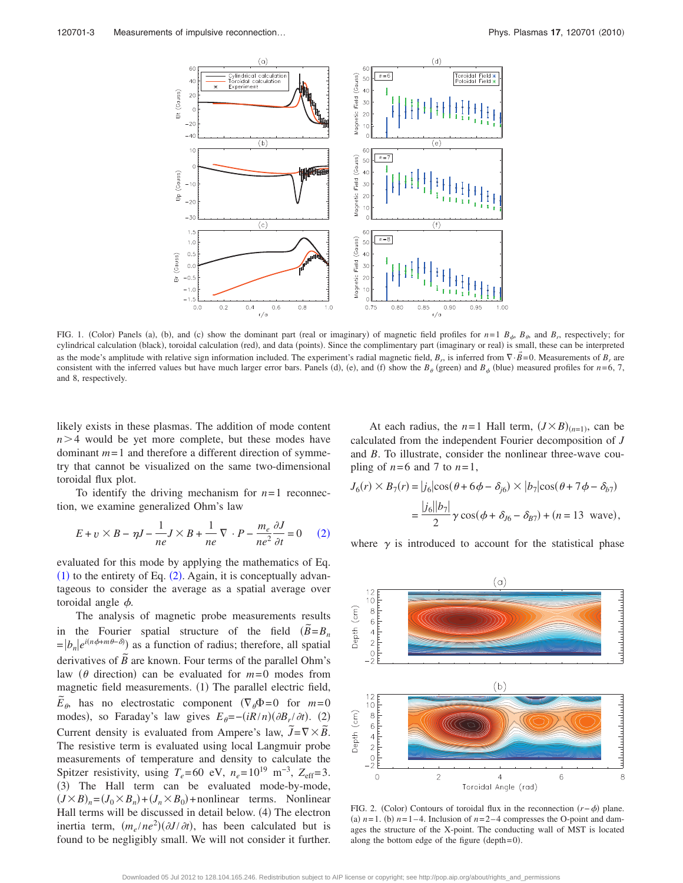FIG. 1. (Color) Panels (a), (b), and (c) show the dominant part (real or imaginary) of magnetic field profiles for $n=1$ $B_\phi$, $B_\theta$, and $B_r$, respectively; for cylindrical calculation (black), toroidal calculation (red), and data (points). Since the complimentary part (imaginary or real) is small, these can be interpreted as the mode's amplitude with relative sign information included. The experiment's radial magnetic field, $B_r$, is inferred from $\nabla \cdot \vec{B}=0$. Measurements of $B_r$ are consistent with the inferred values but have much larger error bars. Panels (d), (e), and (f) show the $B_\theta$ (green) and $B_\phi$ (blue) measured profiles for $n=6$, 7, and 8, respectively.

likely exists in these plasmas. The addition of mode content $n>4$ would be yet more complete, but these modes have dominant $m=1$ and therefore a different direction of symmetry that cannot be visualized on the same two-dimensional toroidal flux plot.

To identify the driving mechanism for $n=1$ reconnection, we examine generalized Ohm's law

$$E + v \times B - \eta J - \frac{1}{ne} J \times B + \frac{1}{ne} \nabla \cdot P - \frac{m_e}{ne^2} \frac{\partial J}{\partial t} = 0 \qquad (2)$$

evaluated for this mode by applying the mathematics of Eq. (1) to the entirety of Eq. (2). Again, it is conceptually advantageous to consider the average as a spatial average over toroidal angle $\phi$.

The analysis of magnetic probe measurements results in the Fourier spatial structure of the field ($\tilde{B}=B_n = |b_n| e^{i(n\phi+m\theta-\delta)}$) as a function of radius; therefore, all spatial derivatives of $\tilde{B}$ are known. Four terms of the parallel Ohm's law ($\theta$ direction) can be evaluated for $m=0$ modes from magnetic field measurements. (1) The parallel electric field, $\tilde{E}_\theta$, has no electrostatic component ($\nabla_\theta \Phi=0$ for $m=0$ modes), so Faraday's law gives $E_\theta = -(iR/n)(\partial B_r/\partial t)$. (2) Current density is evaluated from Ampere's law, $\tilde{J}=\nabla \times \tilde{B}$. The resistive term is evaluated using local Langmuir probe measurements of temperature and density to calculate the Spitzer resistivity, using $T_e=60$ eV, $n_e=10^{19}$ m$^{-3}$, $Z_{\text{eff}}=3$. (3) The Hall term can be evaluated mode-by-mode, $(J\times B)_n = (J_0 \times B_n) + (J_n \times B_0)$ + nonlinear terms. Nonlinear Hall terms will be discussed in detail below. (4) The electron inertia term, $(m_e/ne^2)(\partial J/\partial t)$, has been calculated but is found to be negligibly small. We will not consider it further.

At each radius, the $n=1$ Hall term, $(J\times B)_{(n=1)}$, can be calculated from the independent Fourier decomposition of $J$ and $B$. To illustrate, consider the nonlinear three-wave coupling of $n=6$ and 7 to $n=1$,

$$J_6(r) \times B_7(r) = |j_6| \cos(\theta + 6\phi - \delta_{J6}) \times |b_7| \cos(\theta + 7\phi - \delta_{b7})$$
$$= \frac{|j_6||b_7|}{2} \gamma \cos(\phi + \delta_{J6} - \delta_{B7}) + (n=13 \text{ wave}),$$

where $\gamma$ is introduced to account for the statistical phase

FIG. 2. (Color) Contours of toroidal flux in the reconnection ($r-\phi$) plane. (a) $n=1$. (b) $n=1$–4. Inclusion of $n=2$–4 compresses the O-point and damages the structure of the X-point. The conducting wall of MST is located along the bottom edge of the figure (depth=0).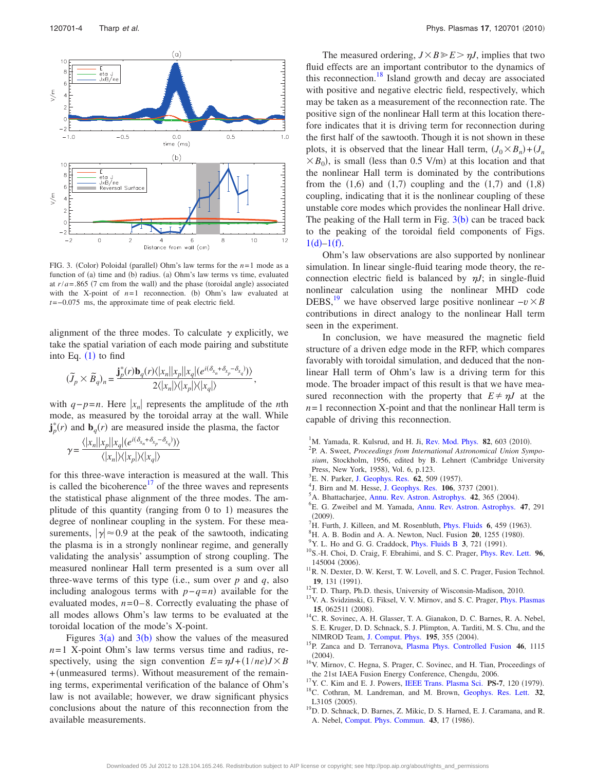(a)

10
8
6
4
2
0
−2

V/m

E
eta J
JxB/ne

−1.0 −0.5 0.0 0.5 1.0
time (ms)

(b)

10
8
6
4
2
0
−2

V/m

E
eta J
JxB/ne
Reversal Surface

−2 0 2 4 6 8 10 12
Distance from wall (cm)

FIG. 3. (Color) Poloidal (parallel) Ohm's law terms for the $n=1$ mode as a function of (a) time and (b) radius. (a) Ohm's law terms vs time, evaluated at $r/a=.865$ (7 cm from the wall) and the phase (toroidal angle) associated with the X-point of $n=1$ reconnection. (b) Ohm's law evaluated at $t=-0.075$ ms, the approximate time of peak electric field.

alignment of the three modes. To calculate $\gamma$ explicitly, we take the spatial variation of each mode pairing and substitute into Eq. (1) to find

$$(\tilde{J}_p \times \tilde{B}_q)_n = \frac{\mathbf{j}_p^*(r)\mathbf{b}_q(r)\langle |x_n||x_p||x_q|(e^{i(\delta_{x_n}+\delta_{x_p}-\delta_{x_q})})\rangle}{2\langle |x_n|\rangle\langle |x_p|\rangle\langle |x_q|\rangle},$$

with $q-p=n$. Here $|x_n|$ represents the amplitude of the $n$th mode, as measured by the toroidal array at the wall. While $\mathbf{j}_p^*(r)$ and $\mathbf{b}_q(r)$ are measured inside the plasma, the factor

$$\gamma = \frac{\langle |x_n||x_p||x_q|(e^{i(\delta_{x_n}+\delta_{x_p}-\delta_{x_q})})\rangle}{\langle |x_n|\rangle\langle |x_p|\rangle\langle |x_q|\rangle}$$

for this three-wave interaction is measured at the wall. This is called the bicoherence[17] of the three waves and represents the statistical phase alignment of the three modes. The amplitude of this quantity (ranging from 0 to 1) measures the degree of nonlinear coupling in the system. For these measurements, $|\gamma|\approx 0.9$ at the peak of the sawtooth, indicating the plasma is in a strongly nonlinear regime, and generally validating the analysis' assumption of strong coupling. The measured nonlinear Hall term presented is a sum over all three-wave terms of this type (i.e., sum over $p$ and $q$, also including analogous terms with $p-q=n$) available for the evaluated modes, $n=0-8$. Correctly evaluating the phase of all modes allows Ohm's law terms to be evaluated at the toroidal location of the mode's X-point.

Figures 3(a) and 3(b) show the values of the measured $n=1$ X-point Ohm's law terms versus time and radius, respectively, using the sign convention $E=\eta J+(1/ne)J\times B$ +(unmeasured terms). Without measurement of the remaining terms, experimental verification of the balance of Ohm's law is not available; however, we draw significant physics conclusions about the nature of this reconnection from the available measurements.

The measured ordering, $J\times B \gg E > \eta J$, implies that two fluid effects are an important contributor to the dynamics of this reconnection.[18] Island growth and decay are associated with positive and negative electric field, respectively, which may be taken as a measurement of the reconnection rate. The positive sign of the nonlinear Hall term at this location therefore indicates that it is driving term for reconnection during the first half of the sawtooth. Though it is not shown in these plots, it is observed that the linear Hall term, $(J_0\times B_n)+(J_n\times B_0)$, is small (less than 0.5 V/m) at this location and that the nonlinear Hall term is dominated by the contributions from the (1,6) and (1,7) coupling and the (1,7) and (1,8) coupling, indicating that it is the nonlinear coupling of these unstable core modes which provides the nonlinear Hall drive. The peaking of the Hall term in Fig. 3(b) can be traced back to the peaking of the toroidal field components of Figs. 1(d)–1(f).

Ohm's law observations are also supported by nonlinear simulation. In linear single-fluid tearing mode theory, the reconnection electric field is balanced by $\eta J$; in single-fluid nonlinear calculation using the nonlinear MHD code DEBS,[19] we have observed large positive nonlinear $-v\times B$ contributions in direct analogy to the nonlinear Hall term seen in the experiment.

In conclusion, we have measured the magnetic field structure of a driven edge mode in the RFP, which compares favorably with toroidal simulation, and deduced that the nonlinear Hall term of Ohm's law is a driving term for this mode. The broader impact of this result is that we have measured reconnection with the property that $E\neq \eta J$ at the $n=1$ reconnection X-point and that the nonlinear Hall term is capable of driving this reconnection.

[1] M. Yamada, R. Kulsrud, and H. Ji, Rev. Mod. Phys. **82**, 603 (2010).
[2] P. A. Sweet, *Proceedings from International Astronomical Union Symposium*, Stockholm, 1956, edited by B. Lehnert (Cambridge University Press, New York, 1958), Vol. 6, p.123.
[3] E. N. Parker, J. Geophys. Res. **62**, 509 (1957).
[4] J. Birn and M. Hesse, J. Geophys. Res. **106**, 3737 (2001).
[5] A. Bhattacharjee, Annu. Rev. Astron. Astrophys. **42**, 365 (2004).
[6] E. G. Zweibel and M. Yamada, Annu. Rev. Astron. Astrophys. **47**, 291 (2009).
[7] H. Furth, J. Killeen, and M. Rosenbluth, Phys. Fluids **6**, 459 (1963).
[8] H. A. B. Bodin and A. A. Newton, Nucl. Fusion **20**, 1255 (1980).
[9] Y. L. Ho and G. G. Craddock, Phys. Fluids B **3**, 721 (1991).
[10] S.-H. Choi, D. Craig, F. Ebrahimi, and S. C. Prager, Phys. Rev. Lett. **96**, 145004 (2006).
[11] R. N. Dexter, D. W. Kerst, T. W. Lovell, and S. C. Prager, Fusion Technol. **19**, 131 (1991).
[12] T. D. Tharp, Ph.D. thesis, University of Wisconsin-Madison, 2010.
[13] V. A. Svidzinski, G. Fiksel, V. V. Mirnov, and S. C. Prager, Phys. Plasmas **15**, 062511 (2008).
[14] C. R. Sovinec, A. H. Glasser, T. A. Gianakon, D. C. Barnes, R. A. Nebel, S. E. Kruger, D. D. Schnack, S. J. Plimpton, A. Tarditi, M. S. Chu, and the NIMROD Team, J. Comput. Phys. **195**, 355 (2004).
[15] P. Zanca and D. Terranova, Plasma Phys. Controlled Fusion **46**, 1115 (2004).
[16] V. Mirnov, C. Hegna, S. Prager, C. Sovinec, and H. Tian, Proceedings of the 21st IAEA Fusion Energy Conference, Chengdu, 2006.
[17] Y. C. Kim and E. J. Powers, IEEE Trans. Plasma Sci. **PS-7**, 120 (1979).
[18] C. Cothran, M. Landreman, and M. Brown, Geophys. Res. Lett. **32**, L3105 (2005).
[19] D. D. Schnack, D. Barnes, Z. Mikic, D. S. Harned, E. J. Caramana, and R. A. Nebel, Comput. Phys. Commun. **43**, 17 (1986).